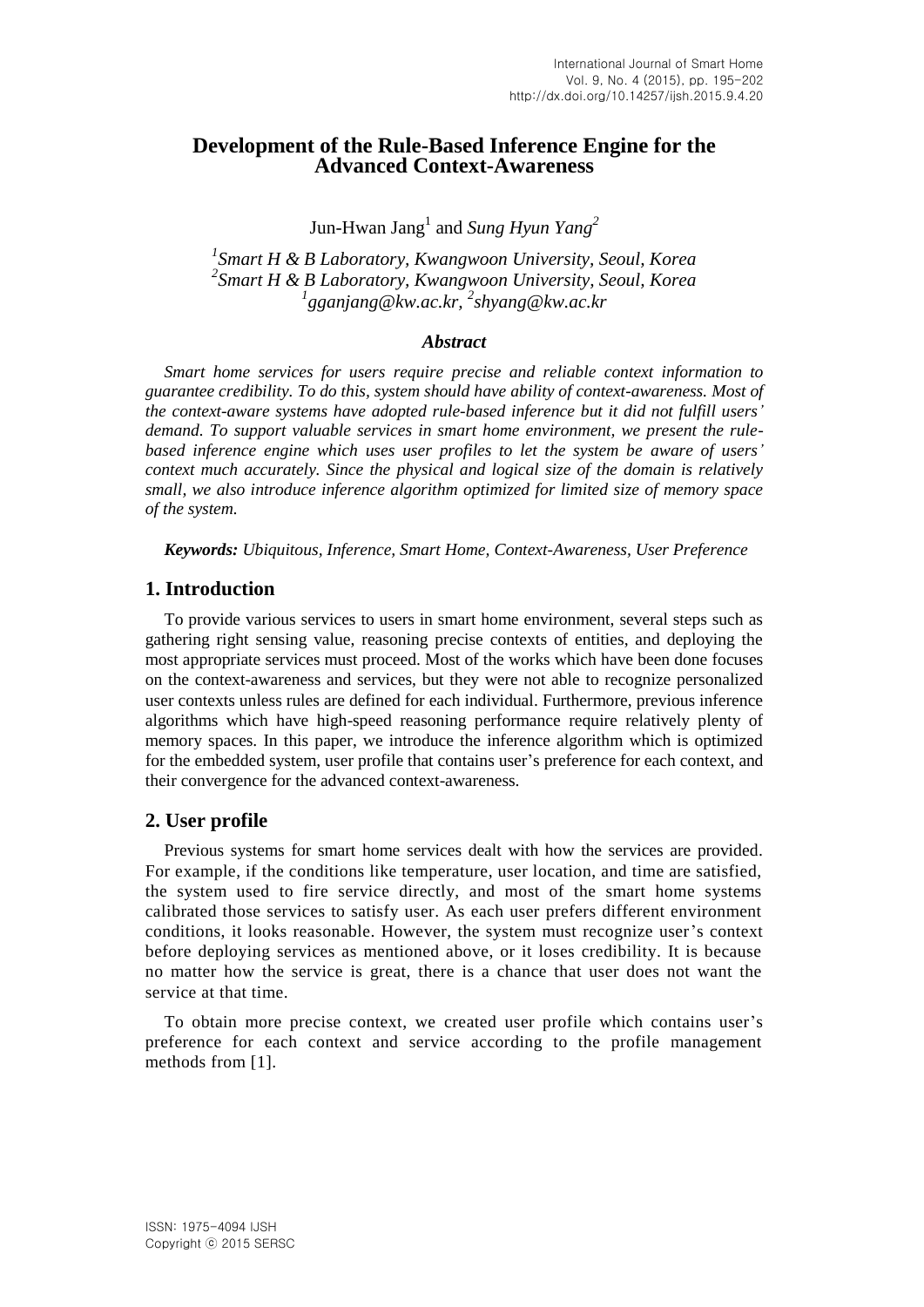# Development of the Rule-Based Inference Engine for the Advanced Context-Awareness

Jun-Hwan Jang[1] and *Sung Hyun Yang*[2]

*[1]Smart H & B Laboratory, Kwangwoon University, Seoul, Korea*
*[2]Smart H & B Laboratory, Kwangwoon University, Seoul, Korea*
*[1]gganjang@kw.ac.kr, [2]shyang@kw.ac.kr*

### *Abstract*

*Smart home services for users require precise and reliable context information to guarantee credibility. To do this, system should have ability of context-awareness. Most of the context-aware systems have adopted rule-based inference but it did not fulfill users' demand. To support valuable services in smart home environment, we present the rule-based inference engine which uses user profiles to let the system be aware of users' context much accurately. Since the physical and logical size of the domain is relatively small, we also introduce inference algorithm optimized for limited size of memory space of the system.*

***Keywords:*** *Ubiquitous, Inference, Smart Home, Context-Awareness, User Preference*

## 1. Introduction

To provide various services to users in smart home environment, several steps such as gathering right sensing value, reasoning precise contexts of entities, and deploying the most appropriate services must proceed. Most of the works which have been done focuses on the context-awareness and services, but they were not able to recognize personalized user contexts unless rules are defined for each individual. Furthermore, previous inference algorithms which have high-speed reasoning performance require relatively plenty of memory spaces. In this paper, we introduce the inference algorithm which is optimized for the embedded system, user profile that contains user's preference for each context, and their convergence for the advanced context-awareness.

## 2. User profile

Previous systems for smart home services dealt with how the services are provided. For example, if the conditions like temperature, user location, and time are satisfied, the system used to fire service directly, and most of the smart home systems calibrated those services to satisfy user. As each user prefers different environment conditions, it looks reasonable. However, the system must recognize user's context before deploying services as mentioned above, or it loses credibility. It is because no matter how the service is great, there is a chance that user does not want the service at that time.

To obtain more precise context, we created user profile which contains user's preference for each context and service according to the profile management methods from [1].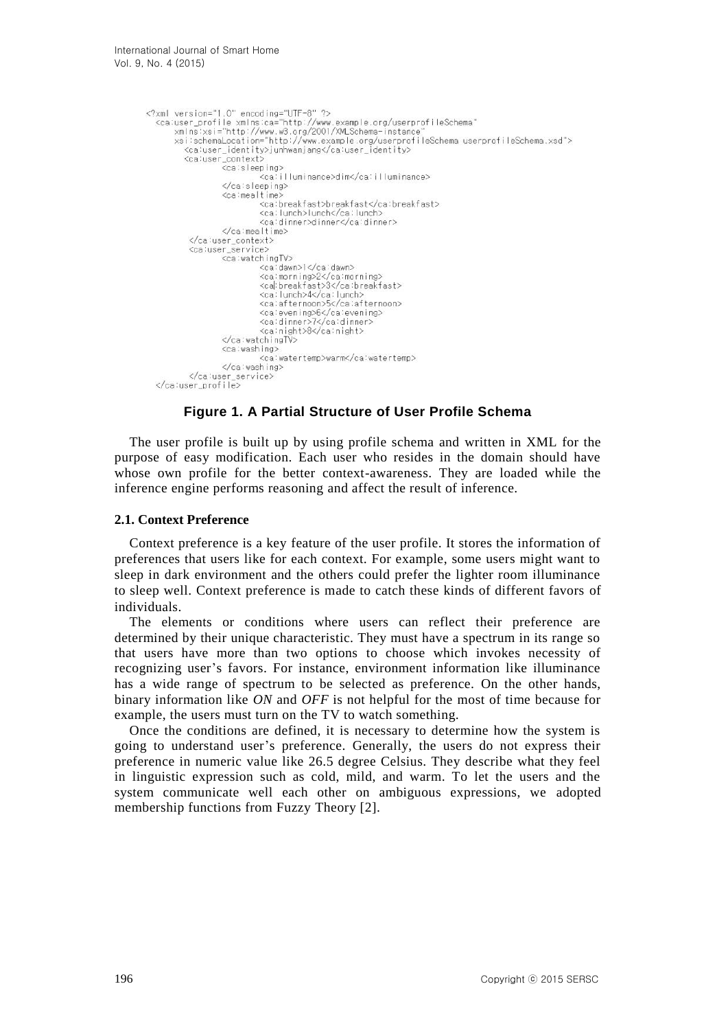```xml
<?xml version="1.0" encoding="UTF-8" ?>
<ca:user_profile xmlns:ca="http://www.example.org/userprofileSchema"
    xmlns:xsi="http://www.w3.org/2001/XMLSchema-instance"
    xsi:schemaLocation="http://www.example.org/userprofileSchema userprofileSchema.xsd">
      <ca:user_identity>junhwanjang</ca:user_identity>
      <ca:user_context>
            <ca:sleeping>
                  <ca:illuminance>dim</ca:illuminance>
            </ca:sleeping>
            <ca:mealtime>
                  <ca:breakfast>breakfast</ca:breakfast>
                  <ca:lunch>lunch</ca:lunch>
                  <ca:dinner>dinner</ca:dinner>
            </ca:mealtime>
      </ca:user_context>
      <ca:user_service>
            <ca:watchingTV>
                  <ca:dawn>1</ca:dawn>
                  <ca:morning>2</ca:morning>
                  <ca:breakfast>3</ca:breakfast>
                  <ca:lunch>4</ca:lunch>
                  <ca:afternoon>5</ca:afternoon>
                  <ca:evening>6</ca:evening>
                  <ca:dinner>7</ca:dinner>
                  <ca:night>8</ca:night>
            </ca:watchingTV>
            <ca:washing>
                  <ca:watertemp>warm</ca:watertemp>
            </ca:washing>
      </ca:user_service>
</ca:user_profile>
```

**Figure 1. A Partial Structure of User Profile Schema**

The user profile is built up by using profile schema and written in XML for the purpose of easy modification. Each user who resides in the domain should have whose own profile for the better context-awareness. They are loaded while the inference engine performs reasoning and affect the result of inference.

### 2.1. Context Preference

Context preference is a key feature of the user profile. It stores the information of preferences that users like for each context. For example, some users might want to sleep in dark environment and the others could prefer the lighter room illuminance to sleep well. Context preference is made to catch these kinds of different favors of individuals.

The elements or conditions where users can reflect their preference are determined by their unique characteristic. They must have a spectrum in its range so that users have more than two options to choose which invokes necessity of recognizing user's favors. For instance, environment information like illuminance has a wide range of spectrum to be selected as preference. On the other hands, binary information like *ON* and *OFF* is not helpful for the most of time because for example, the users must turn on the TV to watch something.

Once the conditions are defined, it is necessary to determine how the system is going to understand user's preference. Generally, the users do not express their preference in numeric value like 26.5 degree Celsius. They describe what they feel in linguistic expression such as cold, mild, and warm. To let the users and the system communicate well each other on ambiguous expressions, we adopted membership functions from Fuzzy Theory [2].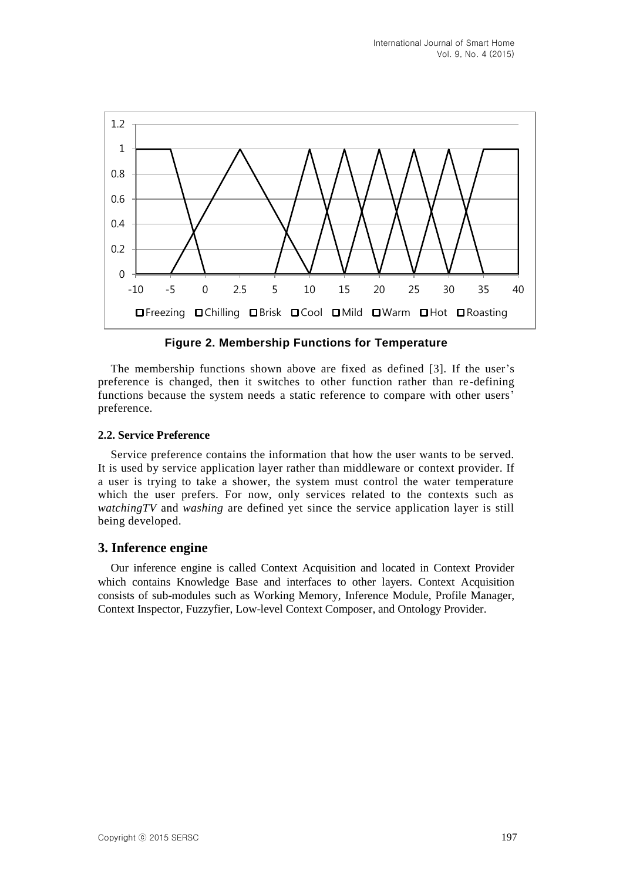1.2

1

0.8

0.6

0.4

0.2

0

-10 -5 0 2.5 5 10 15 20 25 30 35 40

Freezing Chilling Brisk Cool Mild Warm Hot Roasting

**Figure 2. Membership Functions for Temperature**

The membership functions shown above are fixed as defined [3]. If the user's preference is changed, then it switches to other function rather than re-defining functions because the system needs a static reference to compare with other users' preference.

### 2.2. Service Preference

Service preference contains the information that how the user wants to be served. It is used by service application layer rather than middleware or context provider. If a user is trying to take a shower, the system must control the water temperature which the user prefers. For now, only services related to the contexts such as *watchingTV* and *washing* are defined yet since the service application layer is still being developed.

## 3. Inference engine

Our inference engine is called Context Acquisition and located in Context Provider which contains Knowledge Base and interfaces to other layers. Context Acquisition consists of sub-modules such as Working Memory, Inference Module, Profile Manager, Context Inspector, Fuzzyfier, Low-level Context Composer, and Ontology Provider.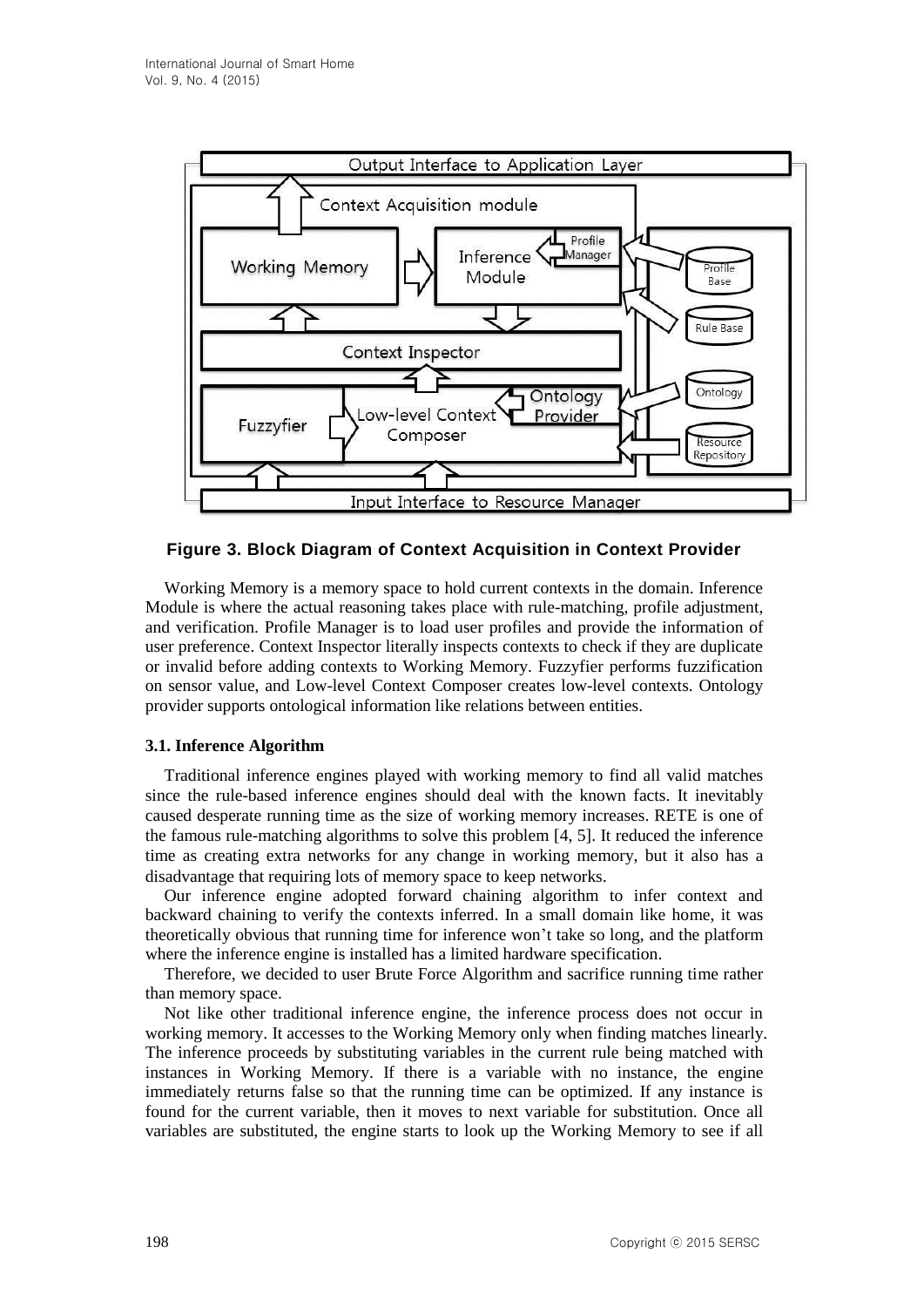Output Interface to Application Layer

Context Acquisition module

Working Memory

Inference Module

Profile Manager

Profile Base

Rule Base

Context Inspector

Fuzzyfier

Low-level Context Composer

Ontology Provider

Ontology

Resource Repository

Input Interface to Resource Manager

**Figure 3. Block Diagram of Context Acquisition in Context Provider**

Working Memory is a memory space to hold current contexts in the domain. Inference Module is where the actual reasoning takes place with rule-matching, profile adjustment, and verification. Profile Manager is to load user profiles and provide the information of user preference. Context Inspector literally inspects contexts to check if they are duplicate or invalid before adding contexts to Working Memory. Fuzzyfier performs fuzzification on sensor value, and Low-level Context Composer creates low-level contexts. Ontology provider supports ontological information like relations between entities.

### 3.1. Inference Algorithm

Traditional inference engines played with working memory to find all valid matches since the rule-based inference engines should deal with the known facts. It inevitably caused desperate running time as the size of working memory increases. RETE is one of the famous rule-matching algorithms to solve this problem [4, 5]. It reduced the inference time as creating extra networks for any change in working memory, but it also has a disadvantage that requiring lots of memory space to keep networks.

Our inference engine adopted forward chaining algorithm to infer context and backward chaining to verify the contexts inferred. In a small domain like home, it was theoretically obvious that running time for inference won't take so long, and the platform where the inference engine is installed has a limited hardware specification.

Therefore, we decided to user Brute Force Algorithm and sacrifice running time rather than memory space.

Not like other traditional inference engine, the inference process does not occur in working memory. It accesses to the Working Memory only when finding matches linearly. The inference proceeds by substituting variables in the current rule being matched with instances in Working Memory. If there is a variable with no instance, the engine immediately returns false so that the running time can be optimized. If any instance is found for the current variable, then it moves to next variable for substitution. Once all variables are substituted, the engine starts to look up the Working Memory to see if all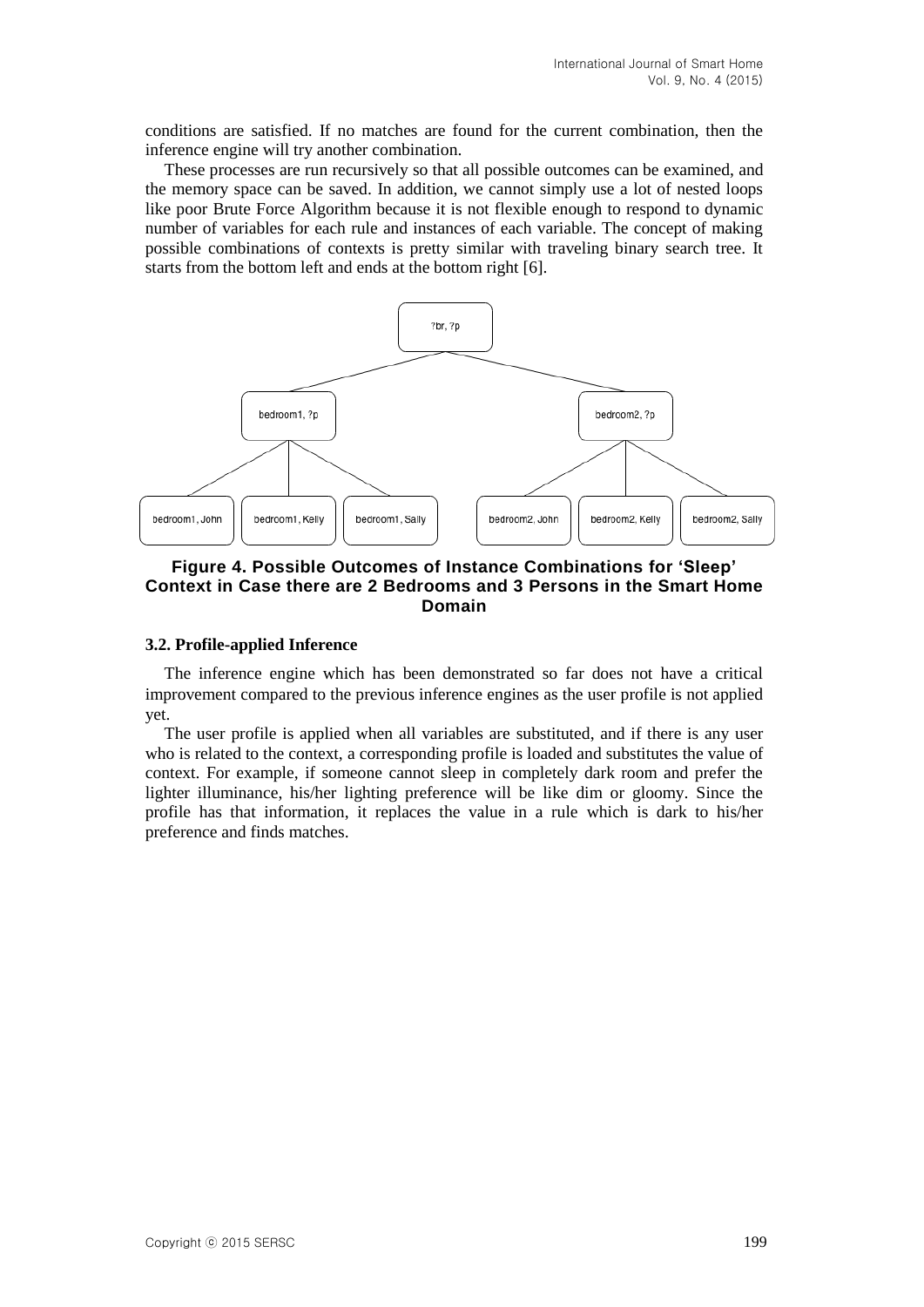conditions are satisfied. If no matches are found for the current combination, then the inference engine will try another combination.

These processes are run recursively so that all possible outcomes can be examined, and the memory space can be saved. In addition, we cannot simply use a lot of nested loops like poor Brute Force Algorithm because it is not flexible enough to respond to dynamic number of variables for each rule and instances of each variable. The concept of making possible combinations of contexts is pretty similar with traveling binary search tree. It starts from the bottom left and ends at the bottom right [6].

?br, ?p

bedroom1, ?p

bedroom2, ?p

bedroom1, John

bedroom1, Kelly

bedroom1, Sally

bedroom2, John

bedroom2, Kelly

bedroom2, Sally

**Figure 4. Possible Outcomes of Instance Combinations for 'Sleep' Context in Case there are 2 Bedrooms and 3 Persons in the Smart Home Domain**

### 3.2. Profile-applied Inference

The inference engine which has been demonstrated so far does not have a critical improvement compared to the previous inference engines as the user profile is not applied yet.

The user profile is applied when all variables are substituted, and if there is any user who is related to the context, a corresponding profile is loaded and substitutes the value of context. For example, if someone cannot sleep in completely dark room and prefer the lighter illuminance, his/her lighting preference will be like dim or gloomy. Since the profile has that information, it replaces the value in a rule which is dark to his/her preference and finds matches.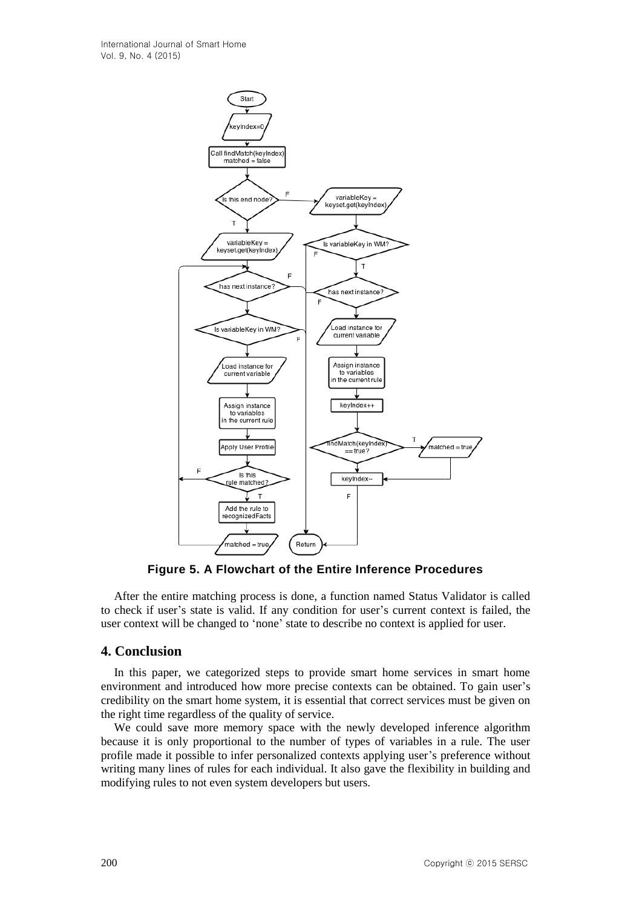Start

keyIndex=0

Call findMatch(keyIndex)
matched = false

Is this end node?

F

T

variableKey =
keyset.get(keyIndex)

variableKey =
keyset.get(keyIndex)

Is variableKey in WM?

F

T

has next instance?

F

has next instance?

F

Is variableKey in WM?

F

Load instance for
current variable

Load instance for
current variable

Assign instance
to variables
in the current rule

Assign instance
to variables
in the current rule

keyIndex++

findMatch(keyIndex)
== true?

T

matched = true

Apply User Profile

F

Is this
rule matched?

keyIndex--

T

F

Add the rule to
recognizedFacts

matched = true

Return

**Figure 5. A Flowchart of the Entire Inference Procedures**

After the entire matching process is done, a function named Status Validator is called to check if user's state is valid. If any condition for user's current context is failed, the user context will be changed to 'none' state to describe no context is applied for user.

## 4. Conclusion

In this paper, we categorized steps to provide smart home services in smart home environment and introduced how more precise contexts can be obtained. To gain user's credibility on the smart home system, it is essential that correct services must be given on the right time regardless of the quality of service.

We could save more memory space with the newly developed inference algorithm because it is only proportional to the number of types of variables in a rule. The user profile made it possible to infer personalized contexts applying user's preference without writing many lines of rules for each individual. It also gave the flexibility in building and modifying rules to not even system developers but users.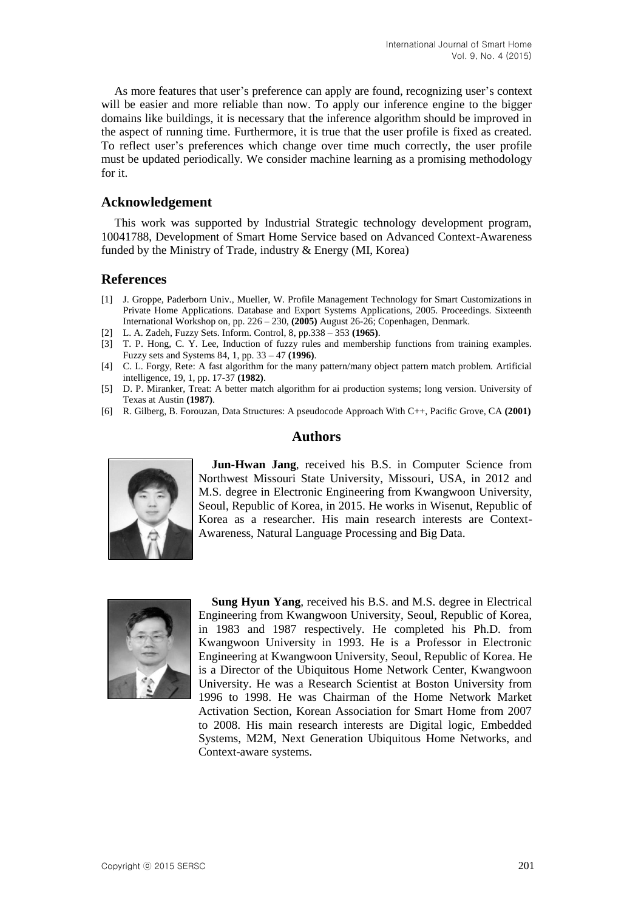As more features that user's preference can apply are found, recognizing user's context will be easier and more reliable than now. To apply our inference engine to the bigger domains like buildings, it is necessary that the inference algorithm should be improved in the aspect of running time. Furthermore, it is true that the user profile is fixed as created. To reflect user's preferences which change over time much correctly, the user profile must be updated periodically. We consider machine learning as a promising methodology for it.

## Acknowledgement

This work was supported by Industrial Strategic technology development program, 10041788, Development of Smart Home Service based on Advanced Context-Awareness funded by the Ministry of Trade, industry & Energy (MI, Korea)

## References

[1] J. Groppe, Paderborn Univ., Mueller, W. Profile Management Technology for Smart Customizations in Private Home Applications. Database and Export Systems Applications, 2005. Proceedings. Sixteenth International Workshop on, pp. 226 – 230, **(2005)** August 26-26; Copenhagen, Denmark.

[2] L. A. Zadeh, Fuzzy Sets. Inform. Control, 8, pp.338 – 353 **(1965)**.

[3] T. P. Hong, C. Y. Lee, Induction of fuzzy rules and membership functions from training examples. Fuzzy sets and Systems 84, 1, pp. 33 – 47 **(1996)**.

[4] C. L. Forgy, Rete: A fast algorithm for the many pattern/many object pattern match problem. Artificial intelligence, 19, 1, pp. 17-37 **(1982)**.

[5] D. P. Miranker, Treat: A better match algorithm for ai production systems; long version. University of Texas at Austin **(1987)**.

[6] R. Gilberg, B. Forouzan, Data Structures: A pseudocode Approach With C++, Pacific Grove, CA **(2001)**

## Authors

**Jun-Hwan Jang**, received his B.S. in Computer Science from Northwest Missouri State University, Missouri, USA, in 2012 and M.S. degree in Electronic Engineering from Kwangwoon University, Seoul, Republic of Korea, in 2015. He works in Wisenut, Republic of Korea as a researcher. His main research interests are Context-Awareness, Natural Language Processing and Big Data.

**Sung Hyun Yang**, received his B.S. and M.S. degree in Electrical Engineering from Kwangwoon University, Seoul, Republic of Korea, in 1983 and 1987 respectively. He completed his Ph.D. from Kwangwoon University in 1993. He is a Professor in Electronic Engineering at Kwangwoon University, Seoul, Republic of Korea. He is a Director of the Ubiquitous Home Network Center, Kwangwoon University. He was a Research Scientist at Boston University from 1996 to 1998. He was Chairman of the Home Network Market Activation Section, Korean Association for Smart Home from 2007 to 2008. His main research interests are Digital logic, Embedded Systems, M2M, Next Generation Ubiquitous Home Networks, and Context-aware systems.